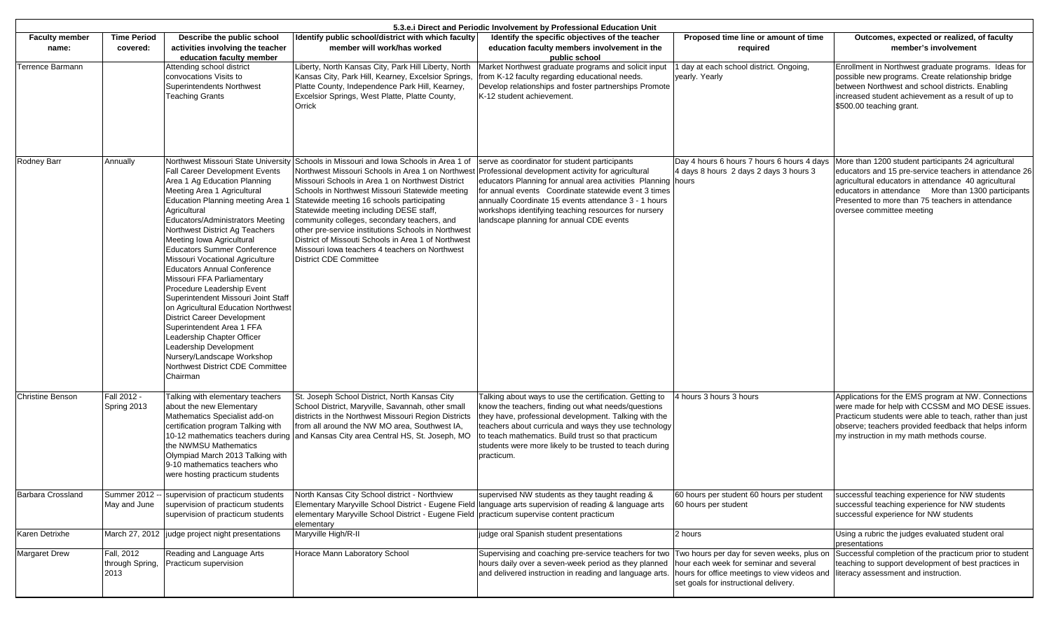# 5.3.e.i Direct and Periodic Involvement by Professional Education Unit

| Faculty member name: | Time Period covered: | Describe the public school activities involving the teacher education faculty member | Identify public school/district with which faculty member will work/has worked | Identify the specific objectives of the teacher education faculty members involvement in the public school | Proposed time line or amount of time required | Outcomes, expected or realized, of faculty member's involvement |
|---|---|---|---|---|---|---|
| Terrence Barmann | | Attending school district convocations Visits to Superintendents Northwest Teaching Grants | Liberty, North Kansas City, Park Hill Liberty, North Kansas City, Park Hill, Kearney, Excelsior Springs, Platte County, Independence Park Hill, Kearney, Excelsior Springs, West Platte, Platte County, Orrick | Market Northwest graduate programs and solicit input from K-12 faculty regarding educational needs. Develop relationships and foster partnerships Promote K-12 student achievement. | 1 day at each school district. Ongoing, yearly. Yearly | Enrollment in Northwest graduate programs. Ideas for possible new programs. Create relationship bridge between Northwest and school districts. Enabling increased student achievement as a result of up to $500.00 teaching grant. |
| Rodney Barr | Annually | Northwest Missouri State University Fall Career Development Events Area 1 Ag Education Planning Meeting Area 1 Agricultural Education Planning meeting Area 1 Agricultural Educators/Administrators Meeting Northwest District Ag Teachers Meeting Iowa Agricultural Educators Summer Conference Missouri Vocational Agriculture Educators Annual Conference Missouri FFA Parliamentary Procedure Leadership Event Superintendent Missouri Joint Staff on Agricultural Education Northwest District Career Development Superintendent Area 1 FFA Leadership Chapter Officer Leadership Development Nursery/Landscape Workshop Northwest District CDE Committee Chairman | Schools in Missouri and Iowa Schools in Area 1 of Northwest Missouri Schools in Area 1 on Northwest Missouri Schools in Area 1 on Northwest District Schools in Northwest Missouri Statewide meeting Statewide meeting 16 schools participating Statewide meeting including DESE staff, community colleges, secondary teachers, and other pre-service institutions Schools in Northwest District of Missouti Schools in Area 1 of Northwest Missouri Iowa teachers 4 teachers on Northwest District CDE Committee | serve as coordinator for student participants Professional development activity for agricultural educators Planning for annual area activities Planning for annual events Coordinate statewide event 3 times annually Coordinate 15 events attendance 3 - 1 hours workshops identifying teaching resources for nursery landscape planning for annual CDE events | Day 4 hours 6 hours 7 hours 6 hours 4 days 4 days 8 hours 2 days 2 days 3 hours 3 hours | More than 1200 student participants 24 agricultural educators and 15 pre-service teachers in attendance 26 agricultural educators in attendance 40 agricultural educators in attendance More than 1300 participants Presented to more than 75 teachers in attendance oversee committee meeting |
| Christine Benson | Fall 2012 - Spring 2013 | Talking with elementary teachers about the new Elementary Mathematics Specialist add-on certification program Talking with 10-12 mathematics teachers during the NWMSU Mathematics Olympiad March 2013 Talking with 9-10 mathematics teachers who were hosting practicum students | St. Joseph School District, North Kansas City School District, Maryville, Savannah, other small districts in the Northwest Missouri Region Districts from all around the NW MO area, Southwest IA, and Kansas City area Central HS, St. Joseph, MO | Talking about ways to use the certification. Getting to know the teachers, finding out what needs/questions they have, professional development. Talking with the teachers about curricula and ways they use technology to teach mathematics. Build trust so that practicum students were more likely to be trusted to teach during practicum. | 4 hours 3 hours 3 hours | Applications for the EMS program at NW. Connections were made for help with CCSSM and MO DESE issues. Practicum students were able to teach, rather than just observe; teachers provided feedback that helps inform my instruction in my math methods course. |
| Barbara Crossland | Summer 2012 -- May and June | supervision of practicum students supervision of practicum students supervision of practicum students | North Kansas City School district - Northview Elementary Maryville School District - Eugene Field elementary Maryville School District - Eugene Field elementary | supervised NW students as they taught reading & language arts supervision of reading & language arts practicum supervise content practicum | 60 hours per student 60 hours per student 60 hours per student | successful teaching experience for NW students successful teaching experience for NW students successful experience for NW students |
| Karen Detrixhe | March 27, 2012 | judge project night presentations | Maryville High/R-II | judge oral Spanish student presentations | 2 hours | Using a rubric the judges evaluated student oral presentations |
| Margaret Drew | Fall, 2012 through Spring, 2013 | Reading and Language Arts Practicum supervision | Horace Mann Laboratory School | Supervising and coaching pre-service teachers for two hours daily over a seven-week period as they planned and delivered instruction in reading and language arts. | Two hours per day for seven weeks, plus on hour each week for seminar and several hours for office meetings to view videos and set goals for instructional delivery. | Successful completion of the practicum prior to student teaching to support development of best practices in literacy assessment and instruction. |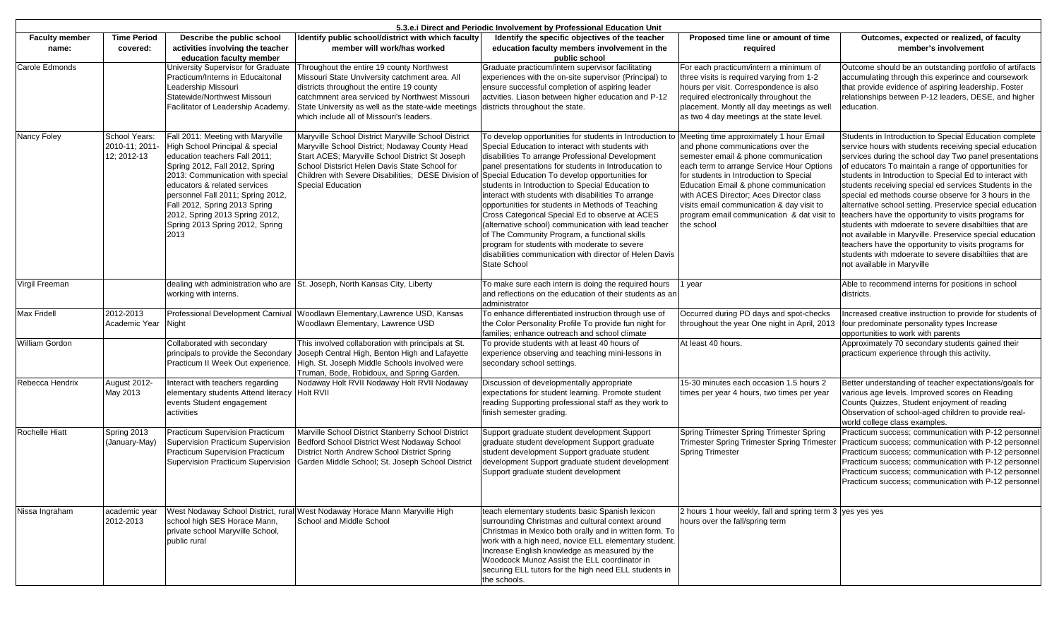| 5.3.e.i Direct and Periodic Involvement by Professional Education Unit | | | | | | |
|---|---|---|---|---|---|---|
| **Faculty member name:** | **Time Period covered:** | **Describe the public school activities involving the teacher education faculty member** | **Identify public school/district with which faculty member will work/has worked** | **Identify the specific objectives of the teacher education faculty members involvement in the public school** | **Proposed time line or amount of time required** | **Outcomes, expected or realized, of faculty member's involvement** |
| Carole Edmonds | | University Supervisor for Graduate Practicum/Interns in Educaitonal Leadership Missouri Statewide/Northwest Missouri Facilitator of Leadership Academy. | Throughout the entire 19 county Northwest Missouri State Unviversity catchment area. All districts throughout the entire 19 county catchmnent area serviced by Northwest Missouri State University as well as the state-wide meetings which include all of Missouri's leaders. | Graduate practicum/intern supervisor facilitating experiences with the on-site supervisor (Principal) to ensure successful completion of aspiring leader actvities. Liason between higher education and P-12 districts throughout the state. | For each practicum/intern a minimum of three visits is required varying from 1-2 hours per visit. Correspondence is also required electronically throughout the placement. Montly all day meetings as well as two 4 day meetings at the state level. | Outcome should be an outstanding portfolio of artifacts accumulating through this experince and coursework that provide evidence of aspiring leadership. Foster relationships between P-12 leaders, DESE, and higher education. |
| Nancy Foley | School Years: 2010-11; 2011-12; 2012-13 | Fall 2011: Meeting with Maryville High School Principal & special education teachers Fall 2011; Spring 2012, Fall 2012, Spring 2013: Communication with special educators & related services personnel Fall 2011; Spring 2012, Fall 2012, Spring 2013 Spring 2012, Spring 2013 Spring 2012, Spring 2013 Spring 2012, Spring 2013 | Maryville School District Maryville School District Maryville School District; Nodaway County Head Start ACES; Maryville School District St Joseph School Distsrict Helen Davis State School for Children with Severe Disabilities; DESE Division of Special Education | To develop opportunities for students in Introduction to Special Education to interact with students with disabilities To arrange Professional Development panel presentations for students in Introduction to Special Education To develop opportunities for students in Introduction to Special Education to interact with students with disabilities To arrange opportunities for students in Methods of Teaching Cross Categorical Special Ed to observe at ACES (alternative school) communication with lead teacher of The Community Program, a functional skills program for students with moderate to severe disabilities communication with director of Helen Davis State School | Meeting time approximately 1 hour Email and phone communications over the semester email & phone communication each term to arrange Service Hour Options for students in Introduction to Special Education Email & phone communication with ACES Director; Aces Director class visits email communication & day visit to program email communication & dat visit to the school | Students in Introduction to Special Education complete service hours with students receiving special education services during the school day Two panel presentations of educators To maintain a range of opportunities for students in Introduction to Special Ed to interact with students receiving special ed services Students in the special ed methods course observe for 3 hours in the alternative school setting. Preservice special education teachers have the opportunity to visits programs for students with mdoerate to severe disabiltiies that are not available in Maryville. Preservice special education teachers have the opportunity to visits programs for students with mdoerate to severe disabiltiies that are not available in Maryville |
| Virgil Freeman | | dealing with administration who are working with interns. | St. Joseph, North Kansas City, Liberty | To make sure each intern is doing the required hours and reflections on the education of their students as an administrator | 1 year | Able to recommend interns for positions in school districts. |
| Max Fridell | 2012-2013 Academic Year | Professional Development Carnival Night | Woodlawn Elementary,Lawrence USD, Kansas Woodlawn Elementary, Lawrence USD | To enhance differentiated instruction through use of the Color Personality Profile To provide fun night for families; enhance outreach and school climate | Occurred during PD days and spot-checks throughout the year One night in April, 2013 | Increased creative instruction to provide for students of four predominate personality types Increase opportunities to work with parents |
| William Gordon | | Collaborated with secondary principals to provide the Secondary Practicum II Week Out experience. | This involved collaboration with principals at St. Joseph Central High, Benton High and Lafayette High. St. Joseph Middle Schools involved were Truman, Bode, Robidoux, and Spring Garden. | To provide students with at least 40 hours of experience observing and teaching mini-lessons in secondary school settings. | At least 40 hours. | Approximately 70 secondary students gained their practicum experience through this activity. |
| Rebecca Hendrix | August 2012-May 2013 | Interact with teachers regarding elementary students Attend literacy events Student engagement activities | Nodaway Holt RVII Nodaway Holt RVII Nodaway Holt RVII | Discussion of developmentally appropriate expectations for student learning. Promote student reading Supporting professional staff as they work to finish semester grading. | 15-30 minutes each occasion 1.5 hours 2 times per year 4 hours, two times per year | Better understanding of teacher expectations/goals for various age levels. Improved scores on Reading Counts Quizzes, Student enjoyment of reading Observation of school-aged children to provide real-world college class examples. |
| Rochelle Hiatt | Spring 2013 (January-May) | Practicum Supervision Practicum Supervision Practicum Supervision Practicum Supervision Practicum Supervision Practicum Supervision | Marville School District Stanberry School District Bedford School District West Nodaway School District North Andrew School District Spring Garden Middle School; St. Joseph School District | Support graduate student development Support graduate student development Support graduate student development Support graduate student development Support graduate student development Support graduate student development | Spring Trimester Spring Trimester Spring Trimester Spring Trimester Spring Trimester Spring Trimester | Practicum success; communication with P-12 personnel Practicum success; communication with P-12 personnel Practicum success; communication with P-12 personnel Practicum success; communication with P-12 personnel Practicum success; communication with P-12 personnel Practicum success; communication with P-12 personnel |
| Nissa Ingraham | academic year 2012-2013 | West Nodaway School District, rural school high SES Horace Mann, private school Maryville School, public rural | West Nodaway Horace Mann Maryville High School and Middle School | teach elementary students basic Spanish lexicon surrounding Christmas and cultural context around Christmas in Mexico both orally and in written form. To work with a high need, novice ELL elementary student. Increase English knowledge as measured by the Woodcock Munoz Assist the ELL coordinator in securing ELL tutors for the high need ELL students in the schools. | 2 hours 1 hour weekly, fall and spring term 3 hours over the fall/spring term | yes yes yes |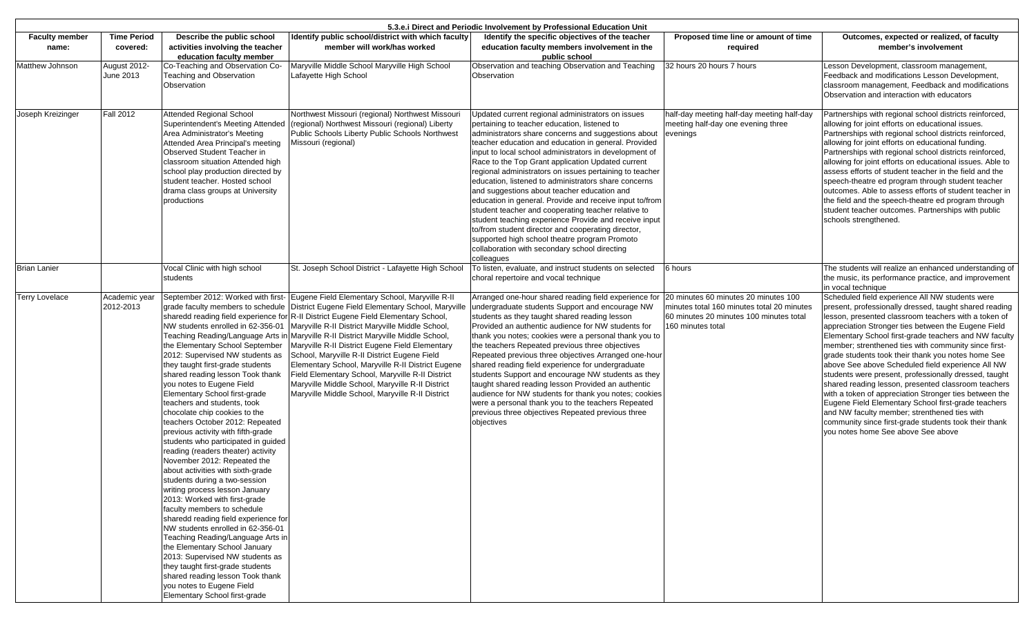## 5.3.e.i Direct and Periodic Involvement by Professional Education Unit

| Faculty member name: | Time Period covered: | Describe the public school activities involving the teacher education faculty member | Identify public school/district with which faculty member will work/has worked | Identify the specific objectives of the teacher education faculty members involvement in the public school | Proposed time line or amount of time required | Outcomes, expected or realized, of faculty member's involvement |
|---|---|---|---|---|---|---|
| Matthew Johnson | August 2012- June 2013 | Co-Teaching and Observation Co-Teaching and Observation Observation | Maryville Middle School Maryville High School Lafayette High School | Observation and teaching Observation and Teaching Observation | 32 hours 20 hours 7 hours | Lesson Development, classroom management, Feedback and modifications Lesson Development, classroom management, Feedback and modifications Observation and interaction with educators |
| Joseph Kreizinger | Fall 2012 | Attended Regional School Superintendent's Meeting Attended Area Administrator's Meeting Attended Area Principal's meeting Observed Student Teacher in classroom situation Attended high school play production directed by student teacher. Hosted school drama class groups at University productions | Northwest Missouri (regional) Northwest Missouri (regional) Northwest Missouri (regional) Liberty Public Schools Liberty Public Schools Northwest Missouri (regional) | Updated current regional administrators on issues pertaining to teacher education, listened to administrators share concerns and suggestions about teacher education and education in general. Provided input to local school administrators in development of Race to the Top Grant application Updated current regional administrators on issues pertaining to teacher education, listened to administrators share concerns and suggestions about teacher education and education in general. Provide and receive input to/from student teacher and cooperating teacher relative to student teaching experience Provide and receive input to/from student director and cooperating director, supported high school theatre program Promoto collaboration with secondary school directing colleagues | half-day meeting half-day meeting half-day meeting half-day one evening three evenings | Partnerships with regional school districts reinforced, allowing for joint efforts on educational issues. Partnerships with regional school districts reinforced, allowing for joint efforts on educational funding. Partnerships with regional school districts reinforced, allowing for joint efforts on educational issues. Able to assess efforts of student teacher in the field and the speech-theatre ed program through student teacher outcomes. Able to assess efforts of student teacher in the field and the speech-theatre ed program through student teacher outcomes. Partnerships with public schools strengthened. |
| Brian Lanier | | Vocal Clinic with high school students | St. Joseph School District - Lafayette High School | To listen, evaluate, and instruct students on selected choral repertoire and vocal technique | 6 hours | The students will realize an enhanced understanding of the music, its performance practice, and improvement in vocal technique |
| Terry Lovelace | Academic year 2012-2013 | September 2012: Worked with first-grade faculty members to schedule sharedd reading field experience for NW students enrolled in 62-356-01 Teaching Reading/Language Arts in the Elementary School September 2012: Supervised NW students as they taught first-grade students shared reading lesson Took thank you notes to Eugene Field Elementary School first-grade teachers and students, took chocolate chip cookies to the teachers October 2012: Repeated previous activity with fifth-grade students who participated in guided reading (readers theater) activity November 2012: Repeated the about activities with sixth-grade students during a two-session writing process lesson January 2013: Worked with first-grade faculty members to schedule sharedd reading field experience for NW students enrolled in 62-356-01 Teaching Reading/Language Arts in the Elementary School January 2013: Supervised NW students as they taught first-grade students shared reading lesson Took thank you notes to Eugene Field Elementary School first-grade | Eugene Field Elementary School, Maryville R-II District Eugene Field Elementary School, Maryville R-II District Eugene Field Elementary School, Maryville R-II District Maryville Middle School, Maryville R-II District Maryville Middle School, Maryville R-II District Eugene Field Elementary School, Maryville R-II District Eugene Field Elementary School, Maryville R-II District Eugene Field Elementary School, Maryville R-II District Maryville Middle School, Maryville R-II District Maryville Middle School, Maryville R-II District | Arranged one-hour shared reading field experience for undergraduate students Support and encourage NW students as they taught shared reading lesson Provided an authentic audience for NW students for thank you notes; cookies were a personal thank you to the teachers Repeated previous three objectives Repeated previous three objectives Arranged one-hour shared reading field experience for undergraduate students Support and encourage NW students as they taught shared reading lesson Provided an authentic audience for NW students for thank you notes; cookies were a personal thank you to the teachers Repeated previous three objectives Repeated previous three objectives | 20 minutes 60 minutes 20 minutes 100 minutes total 160 minutes total 20 minutes 60 minutes 20 minutes 100 minutes total 160 minutes total | Scheduled field experience All NW students were present, professionally dressed, taught shared reading lesson, presented classroom teachers with a token of appreciation Stronger ties between the Eugene Field Elementary School first-grade teachers and NW faculty member; strenthened ties with community since first-grade students took their thank you notes home See above See above Scheduled field experience All NW students were present, professionally dressed, taught shared reading lesson, presented classroom teachers with a token of appreciation Stronger ties between the Eugene Field Elementary School first-grade teachers and NW faculty member; strenthened ties with community since first-grade students took their thank you notes home See above See above |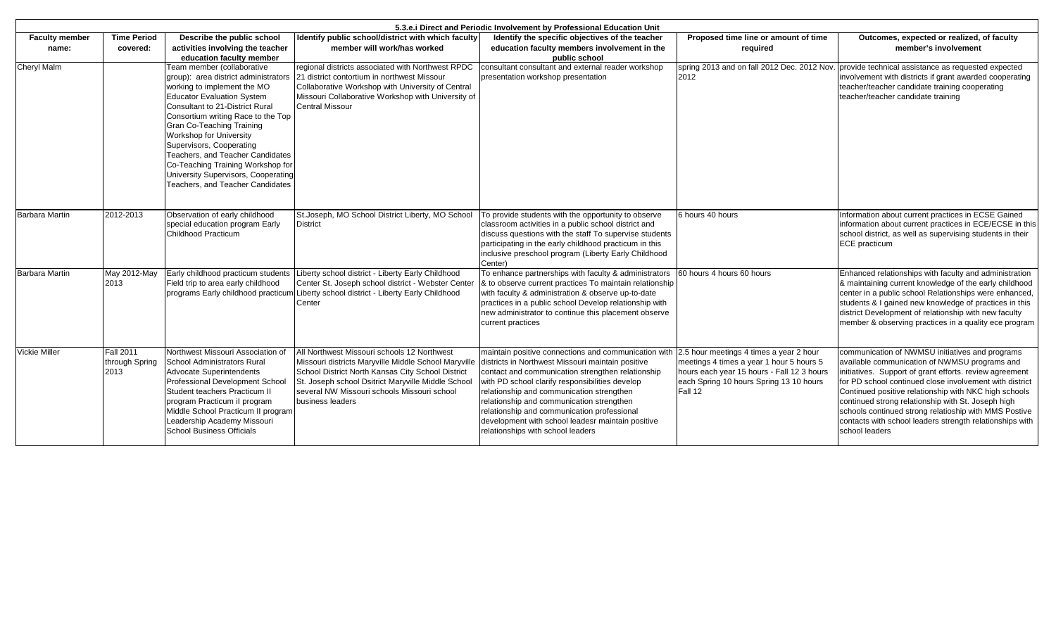| 5.3.e.i Direct and Periodic Involvement by Professional Education Unit | | | | | | |
|---|---|---|---|---|---|---|
| **Faculty member name:** | **Time Period covered:** | **Describe the public school activities involving the teacher education faculty member** | **Identify public school/district with which faculty member will work/has worked** | **Identify the specific objectives of the teacher education faculty members involvement in the public school** | **Proposed time line or amount of time required** | **Outcomes, expected or realized, of faculty member's involvement** |
| Cheryl Malm | | Team member (collaborative group): area district administrators working to implement the MO Educator Evaluation System Consultant to 21-District Rural Consortium writing Race to the Top Gran Co-Teaching Training Workshop for University Supervisors, Cooperating Teachers, and Teacher Candidates Co-Teaching Training Workshop for University Supervisors, Cooperating Teachers, and Teacher Candidates | regional districts associated with Northwest RPDC 21 district contortium in northwest Missour Collaborative Workshop with University of Central Missouri Collaborative Workshop with University of Central Missour | consultant consultant and external reader workshop presentation workshop presentation | spring 2013 and on fall 2012 Dec. 2012 Nov. 2012 | provide technical assistance as requested expected involvement with districts if grant awarded cooperating teacher/teacher candidate training cooperating teacher/teacher candidate training |
| Barbara Martin | 2012-2013 | Observation of early childhood special education program Early Childhood Practicum | St.Joseph, MO School District Liberty, MO School District | To provide students with the opportunity to observe classroom activities in a public school district and discuss questions with the staff To supervise students participating in the early childhood practicum in this inclusive preschool program (Liberty Early Childhood Center) | 6 hours 40 hours | Information about current practices in ECSE Gained information about current practices in ECE/ECSE in this school district, as well as supervising students in their ECE practicum |
| Barbara Martin | May 2012-May 2013 | Early childhood practicum students Field trip to area early childhood programs Early childhood practicum | Liberty school district - Liberty Early Childhood Center St. Joseph school district - Webster Center Liberty school district - Liberty Early Childhood Center | To enhance partnerships with faculty & administrators & to observe current practices To maintain relationship with faculty & administration & observe up-to-date practices in a public school Develop relationship with new administrator to continue this placement observe current practices | 60 hours 4 hours 60 hours | Enhanced relationships with faculty and administration & maintaining current knowledge of the early childhood center in a public school Relationships were enhanced, students & I gained new knowledge of practices in this district Development of relationship with new faculty member & observing practices in a quality ece program |
| Vickie Miller | Fall 2011 through Spring 2013 | Northwest Missouri Association of School Administrators Rural Advocate Superintendents Professional Development School Student teachers Practicum II program Practicum iI program Middle School Practicum II program Leadership Academy Missouri School Business Officials | All Northwest Missouri schools 12 Northwest Missouri districts Maryville Middle School Maryville School District North Kansas City School District St. Joseph school Dsitrict Maryville Middle School several NW Missouri schools Missouri school business leaders | maintain positive connections and communication with districts in Northwest Missouri maintain positive contact and communication strengthen relationship with PD school clarify responsibilities develop relationship and communication strengthen relationship and communication strengthen relationship and communication professional development with school leadesr maintain positive relationships with school leaders | 2.5 hour meetings 4 times a year 2 hour meetings 4 times a year 1 hour 5 hours 5 hours each year 15 hours - Fall 12 3 hours each Spring 10 hours Spring 13 10 hours Fall 12 | communication of NWMSU initiatives and programs available communication of NWMSU programs and initiatives. Support of grant efforts. review agreement for PD school continued close involvement with district Continued positive relationship with NKC high schools continued strong relationship with St. Joseph high schools continued strong relatioship with MMS Postive contacts with school leaders strength relationships with school leaders |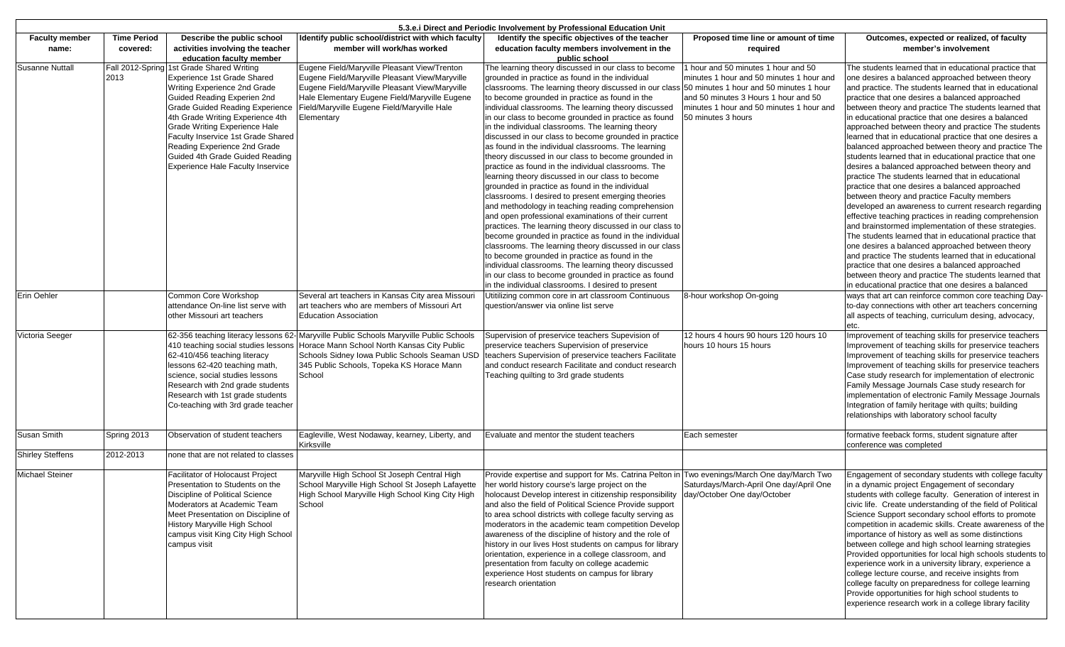# 5.3.e.i Direct and Periodic Involvement by Professional Education Unit

| Faculty member name: | Time Period covered: | Describe the public school activities involving the teacher education faculty member | Identify public school/district with which faculty member will work/has worked | Identify the specific objectives of the teacher education faculty members involvement in the public school | Proposed time line or amount of time required | Outcomes, expected or realized, of faculty member's involvement |
|---|---|---|---|---|---|---|
| Susanne Nuttall | Fall 2012-Spring 2013 | 1st Grade Shared Writing Experience 1st Grade Shared Writing Experience 2nd Grade Guided Reading Experien 2nd Grade Guided Reading Experience 4th Grade Writing Experience 4th Grade Writing Experience Hale Faculty Inservice 1st Grade Shared Reading Experience 2nd Grade Guided 4th Grade Guided Reading Experience Hale Faculty Inservice | Eugene Field/Maryville Pleasant View/Trenton Eugene Field/Maryville Pleasant View/Maryville Eugene Field/Maryville Pleasant View/Maryville Hale Elementary Eugene Field/Maryville Eugene Field/Maryville Eugene Field/Maryville Hale Elementary | The learning theory discussed in our class to become grounded in practice as found in the individual classrooms. The learning theory discussed in our class to become grounded in practice as found in the individual classrooms. The learning theory discussed in our class to become grounded in practice as found in the individual classrooms. The learning theory discussed in our class to become grounded in practice as found in the individual classrooms. The learning theory discussed in our class to become grounded in practice as found in the individual classrooms. The learning theory discussed in our class to become grounded in practice as found in the individual classrooms. I desired to present emerging theories and methodology in teaching reading comprehension and open professional examinations of their current practices. The learning theory discussed in our class to become grounded in practice as found in the individual classrooms. The learning theory discussed in our class to become grounded in practice as found in the individual classrooms. The learning theory discussed in our class to become grounded in practice as found in the individual classrooms. I desired to present | 1 hour and 50 minutes 1 hour and 50 minutes 1 hour and 50 minutes 1 hour and 50 minutes 1 hour and 50 minutes 1 hour and 50 minutes 3 Hours 1 hour and 50 minutes 1 hour and 50 minutes 1 hour and 50 minutes 3 hours | The students learned that in educational practice that one desires a balanced approached between theory and practice. The students learned that in educational practice that one desires a balanced approached between theory and practice The students learned that in educational practice that one desires a balanced approached between theory and practice The students learned that in educational practice that one desires a balanced approached between theory and practice The students learned that in educational practice that one desires a balanced approached between theory and practice The students learned that in educational practice that one desires a balanced approached between theory and practice Faculty members developed an awareness to current research regarding effective teaching practices in reading comprehension and brainstormed implementation of these strategies. The students learned that in educational practice that one desires a balanced approached between theory and practice The students learned that in educational practice that one desires a balanced approached between theory and practice The students learned that in educational practice that one desires a balanced |
| Erin Oehler | | Common Core Workshop attendance On-line list serve with other Missouri art teachers | Several art teachers in Kansas City area Missouri art teachers who are members of Missouri Art Education Association | Utitilizing common core in art classroom Continuous question/answer via online list serve | 8-hour workshop On-going | ways that art can reinforce common core teaching Day-to-day connections with other art teachers concerning all aspects of teaching, curriculum desing, advocacy, etc. |
| Victoria Seeger | | 62-356 teaching literacy lessons 62-410 teaching social studies lessons 62-410/456 teaching literacy lessons 62-420 teaching math, science, social studies lessons Research with 2nd grade students Research with 1st grade students Co-teaching with 3rd grade teacher | Maryville Public Schools Maryville Public Schools Horace Mann School North Kansas City Public Schools Sidney Iowa Public Schools Seaman USD 345 Public Schools, Topeka KS Horace Mann School | Supervision of preservice teachers Supevision of preservice teachers Supervision of preservice teachers Supervision of preservice teachers Facilitate and conduct research Facilitate and conduct research Teaching quilting to 3rd grade students | 12 hours 4 hours 90 hours 120 hours 10 hours 10 hours 15 hours | Improvement of teaching skills for preservice teachers Improvement of teaching skills for preservice teachers Improvement of teaching skills for preservice teachers Improvement of teaching skills for preservice teachers Case study research for implementation of electronic Family Message Journals Case study research for implementation of electronic Family Message Journals Integration of family heritage with quilts; building relationships with laboratory school faculty |
| Susan Smith | Spring 2013 | Observation of student teachers | Eagleville, West Nodaway, kearney, Liberty, and Kirksville | Evaluate and mentor the student teachers | Each semester | formative feeback forms, student signature after conference was completed |
| Shirley Steffens | 2012-2013 | none that are not related to classes | | | | |
| Michael Steiner | | Facilitator of Holocaust Project Presentation to Students on the Discipline of Political Science Moderators at Academic Team Meet Presentation on Discipline of History Maryville High School campus visit King City High School campus visit | Maryville High School St Joseph Central High School Maryville High School St Joseph Lafayette High School Maryville High School King City High School | Provide expertise and support for Ms. Catrina Pelton in her world history course's large project on the holocaust Develop interest in citizenship responsibility and also the field of Political Science Provide support to area school districts with college faculty serving as moderators in the academic team competition Develop awareness of the discipline of history and the role of history in our lives Host students on campus for library orientation, experience in a college classroom, and presentation from faculty on college academic experience Host students on campus for library research orientation | Two evenings/March One day/March Two Saturdays/March-April One day/April One day/October One day/October | Engagement of secondary students with college faculty in a dynamic project Engagement of secondary students with college faculty. Generation of interest in civic life. Create understanding of the field of Political Science Support secondary school efforts to promote competition in academic skills. Create awareness of the importance of history as well as some distinctions between college and high school learning strategies Provided opportunities for local high schools students to experience work in a university library, experience a college lecture course, and receive insights from college faculty on preparedness for college learning Provide opportunities for high school students to experience research work in a college library facility |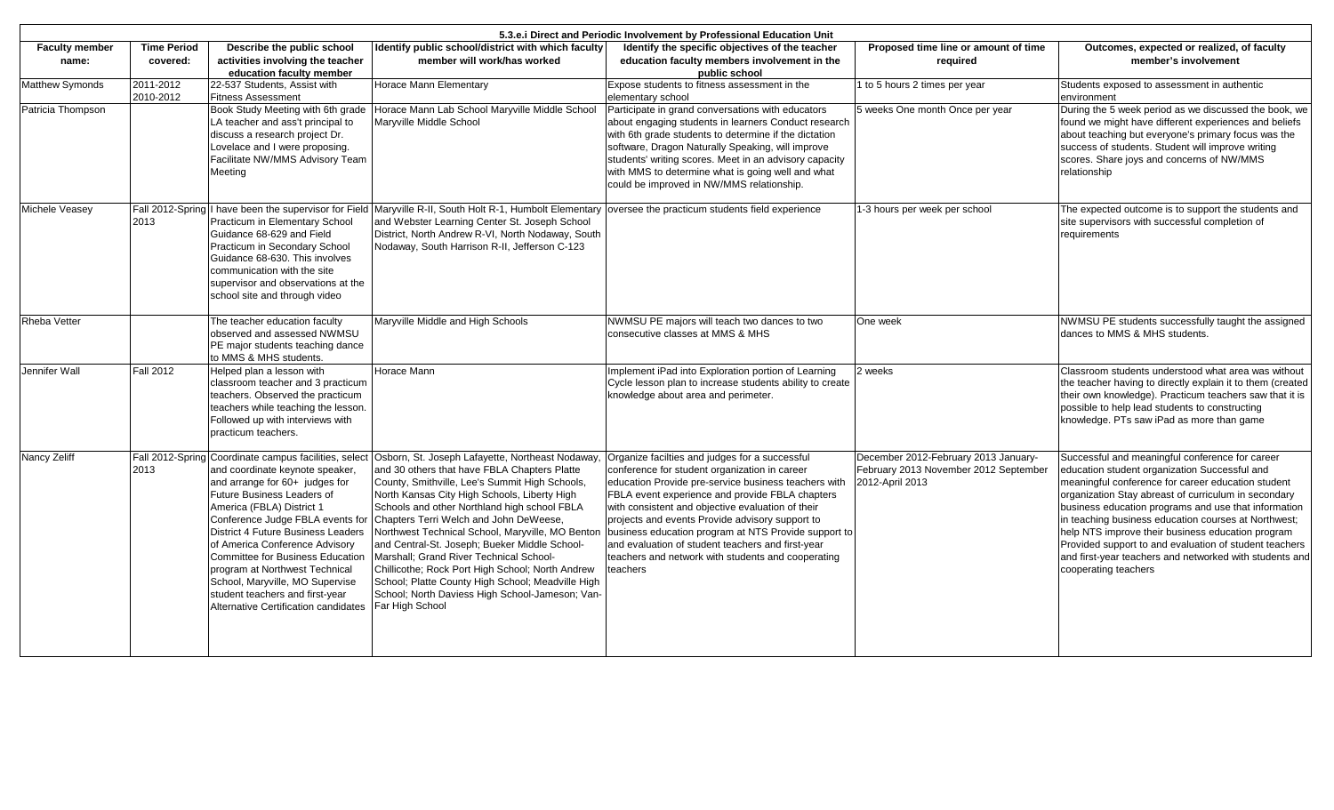| 5.3.e.i Direct and Periodic Involvement by Professional Education Unit | | | | | | |
|---|---|---|---|---|---|---|
| **Faculty member name:** | **Time Period covered:** | **Describe the public school activities involving the teacher education faculty member** | **Identify public school/district with which faculty member will work/has worked** | **Identify the specific objectives of the teacher education faculty members involvement in the public school** | **Proposed time line or amount of time required** | **Outcomes, expected or realized, of faculty member's involvement** |
| Matthew Symonds | 2011-2012 2010-2012 | 22-537 Students, Assist with Fitness Assessment | Horace Mann Elementary | Expose students to fitness assessment in the elementary school | 1 to 5 hours 2 times per year | Students exposed to assessment in authentic environment |
| Patricia Thompson | | Book Study Meeting with 6th grade LA teacher and ass't principal to discuss a research project Dr. Lovelace and I were proposing. Facilitate NW/MMS Advisory Team Meeting | Horace Mann Lab School Maryville Middle School Maryville Middle School | Participate in grand conversations with educators about engaging students in learners Conduct research with 6th grade students to determine if the dictation software, Dragon Naturally Speaking, will improve students' writing scores. Meet in an advisory capacity with MMS to determine what is going well and what could be improved in NW/MMS relationship. | 5 weeks One month Once per year | During the 5 week period as we discussed the book, we found we might have different experiences and beliefs about teaching but everyone's primary focus was the success of students. Student will improve writing scores. Share joys and concerns of NW/MMS relationship |
| Michele Veasey | Fall 2012-Spring 2013 | I have been the supervisor for Field Practicum in Elementary School Guidance 68-629 and Field Practicum in Secondary School Guidance 68-630. This involves communication with the site supervisor and observations at the school site and through video | Maryville R-II, South Holt R-1, Humbolt Elementary and Webster Learning Center St. Joseph School District, North Andrew R-VI, North Nodaway, South Nodaway, South Harrison R-II, Jefferson C-123 | oversee the practicum students field experience | 1-3 hours per week per school | The expected outcome is to support the students and site supervisors with successful completion of requirements |
| Rheba Vetter | | The teacher education faculty observed and assessed NWMSU PE major students teaching dance to MMS & MHS students. | Maryville Middle and High Schools | NWMSU PE majors will teach two dances to two consecutive classes at MMS & MHS | One week | NWMSU PE students successfully taught the assigned dances to MMS & MHS students. |
| Jennifer Wall | Fall 2012 | Helped plan a lesson with classroom teacher and 3 practicum teachers. Observed the practicum teachers while teaching the lesson. Followed up with interviews with practicum teachers. | Horace Mann | Implement iPad into Exploration portion of Learning Cycle lesson plan to increase students ability to create knowledge about area and perimeter. | 2 weeks | Classroom students understood what area was without the teacher having to directly explain it to them (created their own knowledge). Practicum teachers saw that it is possible to help lead students to constructing knowledge. PTs saw iPad as more than game |
| Nancy Zeliff | Fall 2012-Spring 2013 | Coordinate campus facilities, select and coordinate keynote speaker, and arrange for 60+ judges for Future Business Leaders of America (FBLA) District 1 Conference Judge FBLA events for District 4 Future Business Leaders of America Conference Advisory Committee for Business Education program at Northwest Technical School, Maryville, MO Supervise student teachers and first-year Alternative Certification candidates | Osborn, St. Joseph Lafayette, Northeast Nodaway, and 30 others that have FBLA Chapters Platte County, Smithville, Lee's Summit High Schools, North Kansas City High Schools, Liberty High Schools and other Northland high school FBLA Chapters Terri Welch and John DeWeese, Northwest Technical School, Maryville, MO Benton and Central-St. Joseph; Bueker Middle School-Marshall; Grand River Technical School-Chillicothe; Rock Port High School; North Andrew School; Platte County High School; Meadville High School; North Daviess High School-Jameson; Van-Far High School | Organize facilties and judges for a successful conference for student organization in career education Provide pre-service business teachers with FBLA event experience and provide FBLA chapters with consistent and objective evaluation of their projects and events Provide advisory support to business education program at NTS Provide support to and evaluation of student teachers and first-year teachers and network with students and cooperating teachers | December 2012-February 2013 January-February 2013 November 2012 September 2012-April 2013 | Successful and meaningful conference for career education student organization Successful and meaningful conference for career education student organization Stay abreast of curriculum in secondary business education programs and use that information in teaching business education courses at Northwest; help NTS improve their business education program Provided support to and evaluation of student teachers and first-year teachers and networked with students and cooperating teachers |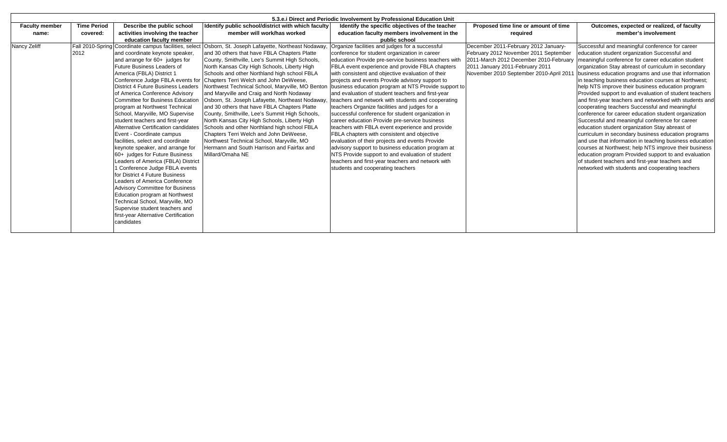| 5.3.e.i Direct and Periodic Involvement by Professional Education Unit | | | | | | |
|---|---|---|---|---|---|---|
| **Faculty member name:** | **Time Period covered:** | **Describe the public school activities involving the teacher education faculty member** | **Identify public school/district with which faculty member will work/has worked** | **Identify the specific objectives of the teacher education faculty members involvement in the public school** | **Proposed time line or amount of time required** | **Outcomes, expected or realized, of faculty member's involvement** |
| Nancy Zeliff | Fall 2010-Spring 2012 | Coordinate campus facilities, select and coordinate keynote speaker, and arrange for 60+ judges for Future Business Leaders of America (FBLA) District 1 Conference Judge FBLA events for District 4 Future Business Leaders of America Conference Advisory Committee for Business Education program at Northwest Technical School, Maryville, MO Supervise student teachers and first-year Alternative Certification candidates Event - Coordinate campus facilities, select and coordinate keynote speaker, and arrange for 60+ judges for Future Business Leaders of America (FBLA) District 1 Conference Judge FBLA events for District 4 Future Business Leaders of America Conference Advisory Committee for Business Education program at Northwest Technical School, Maryville, MO Supervise student teachers and first-year Alternative Certification candidates | Osborn, St. Joseph Lafayette, Northeast Nodaway, and 30 others that have FBLA Chapters Platte County, Smithville, Lee's Summit High Schools, North Kansas City High Schools, Liberty High Schools and other Northland high school FBLA Chapters Terri Welch and John DeWeese, Northwest Technical School, Maryville, MO Benton and Maryville and Craig and North Nodaway Osborn, St. Joseph Lafayette, Northeast Nodaway, and 30 others that have FBLA Chapters Platte County, Smithville, Lee's Summit High Schools, North Kansas City High Schools, Liberty High Schools and other Northland high school FBLA Chapters Terri Welch and John DeWeese, Northwest Technical School, Maryville, MO Hermann and South Harrison and Fairfax and Millard/Omaha NE | Organize facilities and judges for a successful conference for student organization in career education Provide pre-service business teachers with FBLA event experience and provide FBLA chapters with consistent and objective evaluation of their projects and events Provide advisory support to business education program at NTS Provide support to and evaluation of student teachers and first-year teachers and network with students and cooperating teachers Organize facilities and judges for a successful conference for student organization in career education Provide pre-service business teachers with FBLA event experience and provide FBLA chapters with consistent and objective evaluation of their projects and events Provide advisory support to business education program at NTS Provide support to and evaluation of student teachers and first-year teachers and network with students and cooperating teachers | December 2011-February 2012 January-February 2012 November 2011 September 2011-March 2012 December 2010-February 2011 January 2011-February 2011 November 2010 September 2010-April 2011 | Successful and meaningful conference for career education student organization Successful and meaningful conference for career education student organization Stay abreast of curriculum in secondary business education programs and use that information in teaching business education courses at Northwest; help NTS improve their business education program Provided support to and evaluation of student teachers and first-year teachers and networked with students and cooperating teachers Successful and meaningful conference for career education student organization Successful and meaningful conference for career education student organization Stay abreast of curriculum in secondary business education programs and use that information in teaching business education courses at Northwest; help NTS improve their business education program Provided support to and evaluation of student teachers and first-year teachers and networked with students and cooperating teachers |